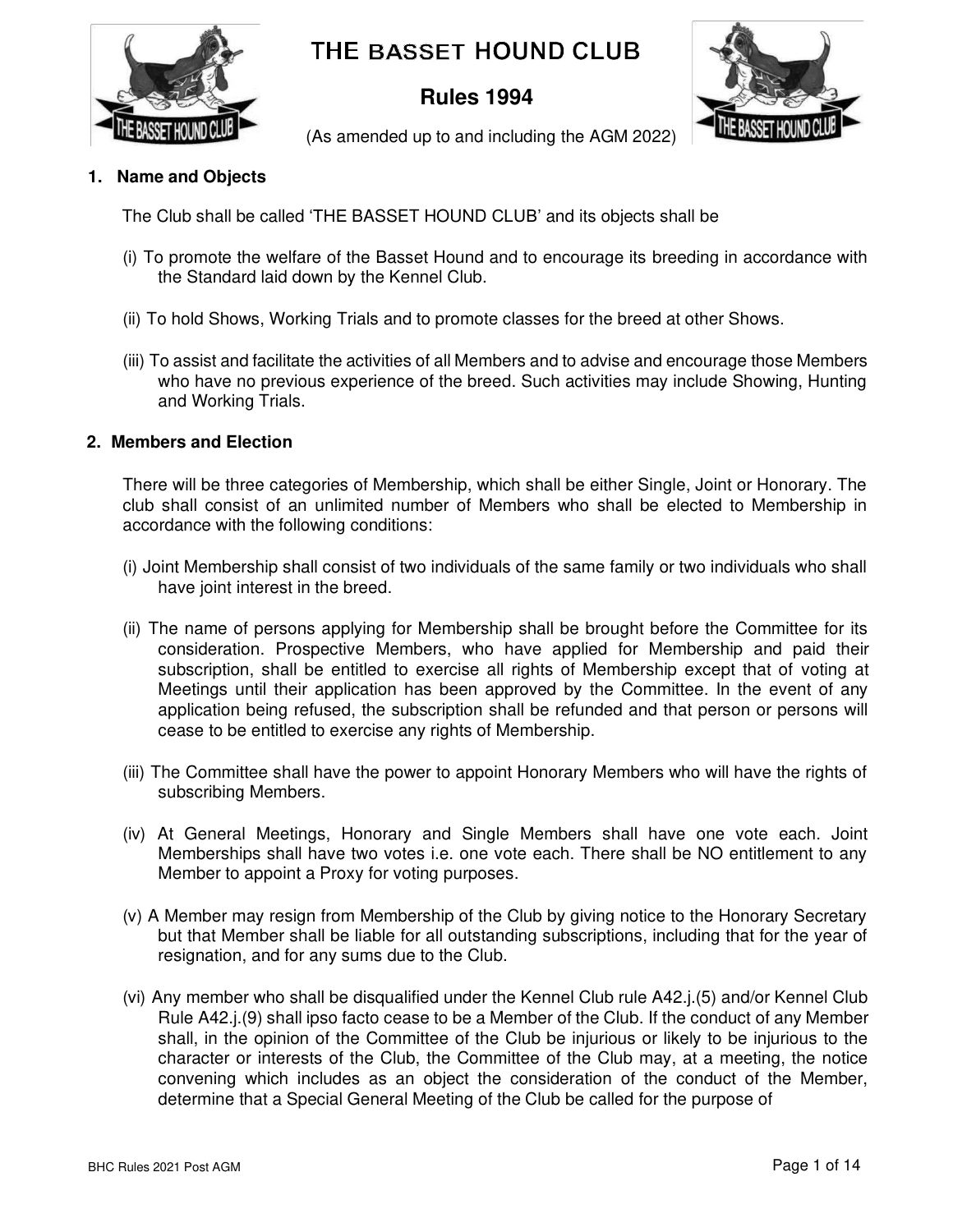# THE BASSET HOUND CLUB

## Rules 1994

(As amended up to and including the AGM 2022)

### 1. Name and Objects

The Club shall be called 'THE BASSET HOUND CLUB' and its objects shall be

(i) To promote the welfare of the Basset Hound and to encourage its breeding in accordance with the Standard laid down by the Kennel Club.

(ii) To hold Shows, Working Trials and to promote classes for the breed at other Shows.

(iii) To assist and facilitate the activities of all Members and to advise and encourage those Members who have no previous experience of the breed. Such activities may include Showing, Hunting and Working Trials.

### 2. Members and Election

There will be three categories of Membership, which shall be either Single, Joint or Honorary. The club shall consist of an unlimited number of Members who shall be elected to Membership in accordance with the following conditions:

(i) Joint Membership shall consist of two individuals of the same family or two individuals who shall have joint interest in the breed.

(ii) The name of persons applying for Membership shall be brought before the Committee for its consideration. Prospective Members, who have applied for Membership and paid their subscription, shall be entitled to exercise all rights of Membership except that of voting at Meetings until their application has been approved by the Committee. In the event of any application being refused, the subscription shall be refunded and that person or persons will cease to be entitled to exercise any rights of Membership.

(iii) The Committee shall have the power to appoint Honorary Members who will have the rights of subscribing Members.

(iv) At General Meetings, Honorary and Single Members shall have one vote each. Joint Memberships shall have two votes i.e. one vote each. There shall be NO entitlement to any Member to appoint a Proxy for voting purposes.

(v) A Member may resign from Membership of the Club by giving notice to the Honorary Secretary but that Member shall be liable for all outstanding subscriptions, including that for the year of resignation, and for any sums due to the Club.

(vi) Any member who shall be disqualified under the Kennel Club rule A42.j.(5) and/or Kennel Club Rule A42.j.(9) shall ipso facto cease to be a Member of the Club. If the conduct of any Member shall, in the opinion of the Committee of the Club be injurious or likely to be injurious to the character or interests of the Club, the Committee of the Club may, at a meeting, the notice convening which includes as an object the consideration of the conduct of the Member, determine that a Special General Meeting of the Club be called for the purpose of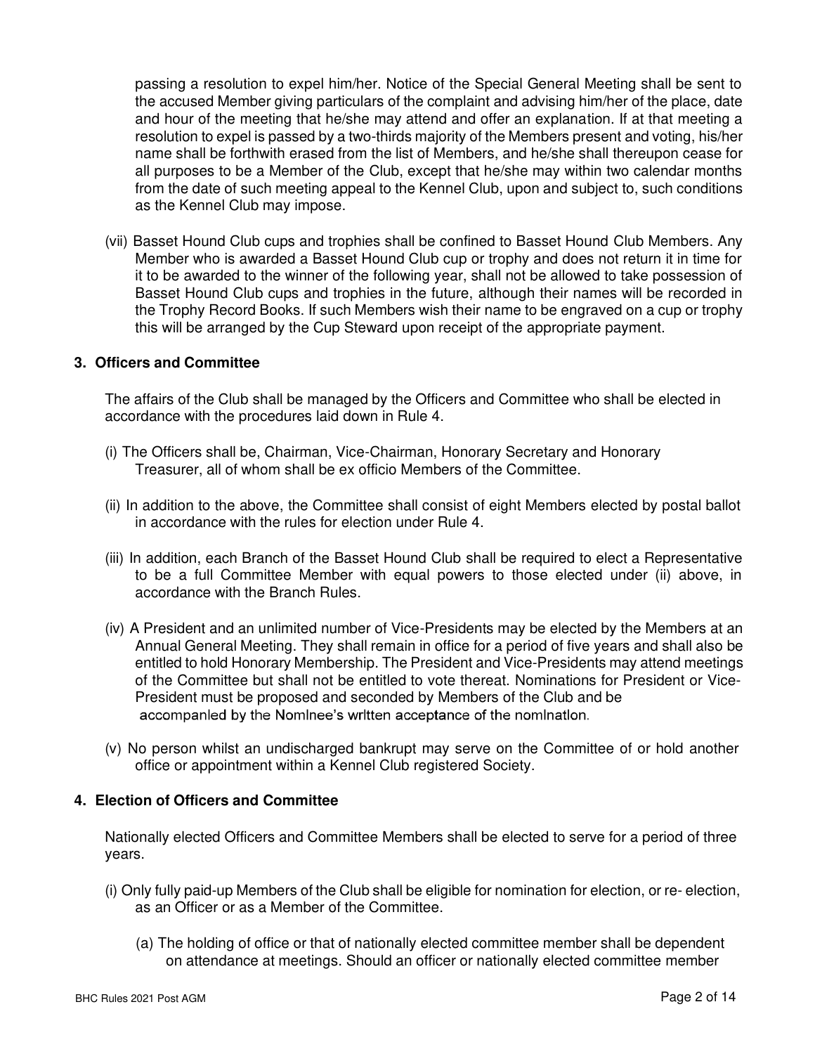passing a resolution to expel him/her. Notice of the Special General Meeting shall be sent to the accused Member giving particulars of the complaint and advising him/her of the place, date and hour of the meeting that he/she may attend and offer an explanation. If at that meeting a resolution to expel is passed by a two-thirds majority of the Members present and voting, his/her name shall be forthwith erased from the list of Members, and he/she shall thereupon cease for all purposes to be a Member of the Club, except that he/she may within two calendar months from the date of such meeting appeal to the Kennel Club, upon and subject to, such conditions as the Kennel Club may impose.

(vii) Basset Hound Club cups and trophies shall be confined to Basset Hound Club Members. Any Member who is awarded a Basset Hound Club cup or trophy and does not return it in time for it to be awarded to the winner of the following year, shall not be allowed to take possession of Basset Hound Club cups and trophies in the future, although their names will be recorded in the Trophy Record Books. If such Members wish their name to be engraved on a cup or trophy this will be arranged by the Cup Steward upon receipt of the appropriate payment.

## 3. Officers and Committee

The affairs of the Club shall be managed by the Officers and Committee who shall be elected in accordance with the procedures laid down in Rule 4.

(i) The Officers shall be, Chairman, Vice-Chairman, Honorary Secretary and Honorary Treasurer, all of whom shall be ex officio Members of the Committee.

(ii) In addition to the above, the Committee shall consist of eight Members elected by postal ballot in accordance with the rules for election under Rule 4.

(iii) In addition, each Branch of the Basset Hound Club shall be required to elect a Representative to be a full Committee Member with equal powers to those elected under (ii) above, in accordance with the Branch Rules.

(iv) A President and an unlimited number of Vice-Presidents may be elected by the Members at an Annual General Meeting. They shall remain in office for a period of five years and shall also be entitled to hold Honorary Membership. The President and Vice-Presidents may attend meetings of the Committee but shall not be entitled to vote thereat. Nominations for President or Vice-President must be proposed and seconded by Members of the Club and be accompanied by the Nominee's written acceptance of the nomination.

(v) No person whilst an undischarged bankrupt may serve on the Committee of or hold another office or appointment within a Kennel Club registered Society.

## 4. Election of Officers and Committee

Nationally elected Officers and Committee Members shall be elected to serve for a period of three years.

(i) Only fully paid-up Members of the Club shall be eligible for nomination for election, or re- election, as an Officer or as a Member of the Committee.

(a) The holding of office or that of nationally elected committee member shall be dependent on attendance at meetings. Should an officer or nationally elected committee member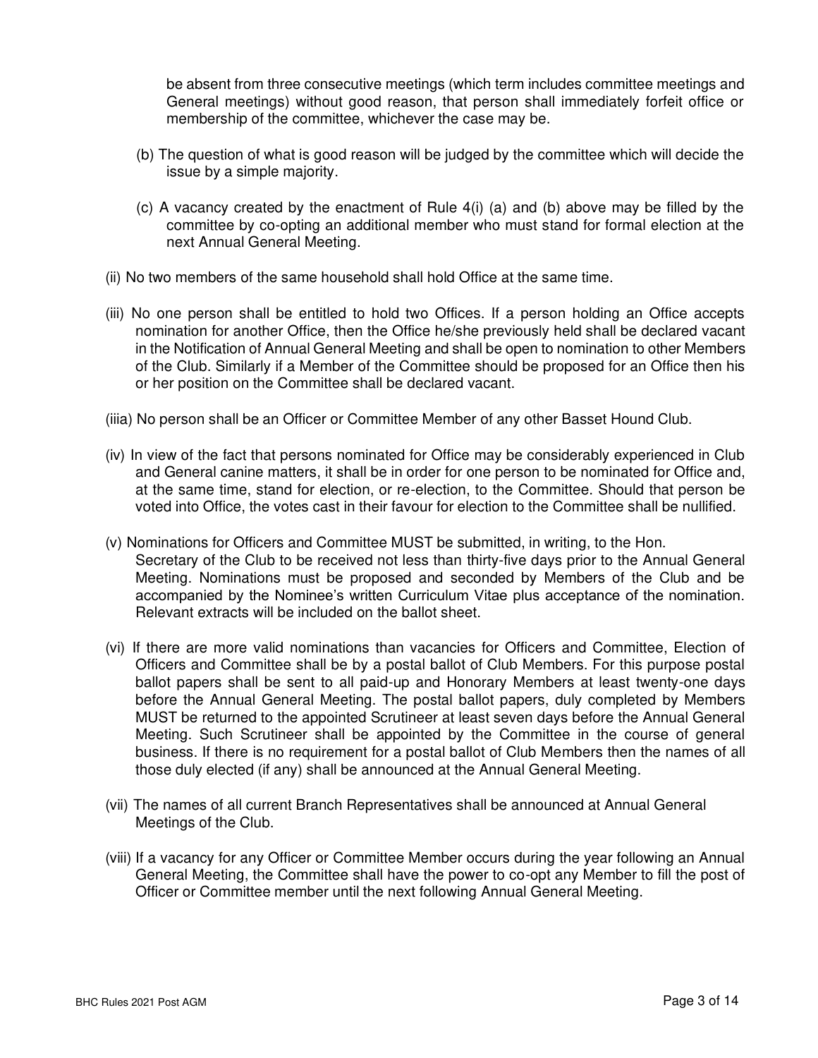be absent from three consecutive meetings (which term includes committee meetings and General meetings) without good reason, that person shall immediately forfeit office or membership of the committee, whichever the case may be.

(b) The question of what is good reason will be judged by the committee which will decide the issue by a simple majority.

(c) A vacancy created by the enactment of Rule 4(i) (a) and (b) above may be filled by the committee by co-opting an additional member who must stand for formal election at the next Annual General Meeting.

(ii) No two members of the same household shall hold Office at the same time.

(iii) No one person shall be entitled to hold two Offices. If a person holding an Office accepts nomination for another Office, then the Office he/she previously held shall be declared vacant in the Notification of Annual General Meeting and shall be open to nomination to other Members of the Club. Similarly if a Member of the Committee should be proposed for an Office then his or her position on the Committee shall be declared vacant.

(iiia) No person shall be an Officer or Committee Member of any other Basset Hound Club.

(iv) In view of the fact that persons nominated for Office may be considerably experienced in Club and General canine matters, it shall be in order for one person to be nominated for Office and, at the same time, stand for election, or re-election, to the Committee. Should that person be voted into Office, the votes cast in their favour for election to the Committee shall be nullified.

(v) Nominations for Officers and Committee MUST be submitted, in writing, to the Hon. Secretary of the Club to be received not less than thirty-five days prior to the Annual General Meeting. Nominations must be proposed and seconded by Members of the Club and be accompanied by the Nominee's written Curriculum Vitae plus acceptance of the nomination. Relevant extracts will be included on the ballot sheet.

(vi) If there are more valid nominations than vacancies for Officers and Committee, Election of Officers and Committee shall be by a postal ballot of Club Members. For this purpose postal ballot papers shall be sent to all paid-up and Honorary Members at least twenty-one days before the Annual General Meeting. The postal ballot papers, duly completed by Members MUST be returned to the appointed Scrutineer at least seven days before the Annual General Meeting. Such Scrutineer shall be appointed by the Committee in the course of general business. If there is no requirement for a postal ballot of Club Members then the names of all those duly elected (if any) shall be announced at the Annual General Meeting.

(vii) The names of all current Branch Representatives shall be announced at Annual General Meetings of the Club.

(viii) If a vacancy for any Officer or Committee Member occurs during the year following an Annual General Meeting, the Committee shall have the power to co-opt any Member to fill the post of Officer or Committee member until the next following Annual General Meeting.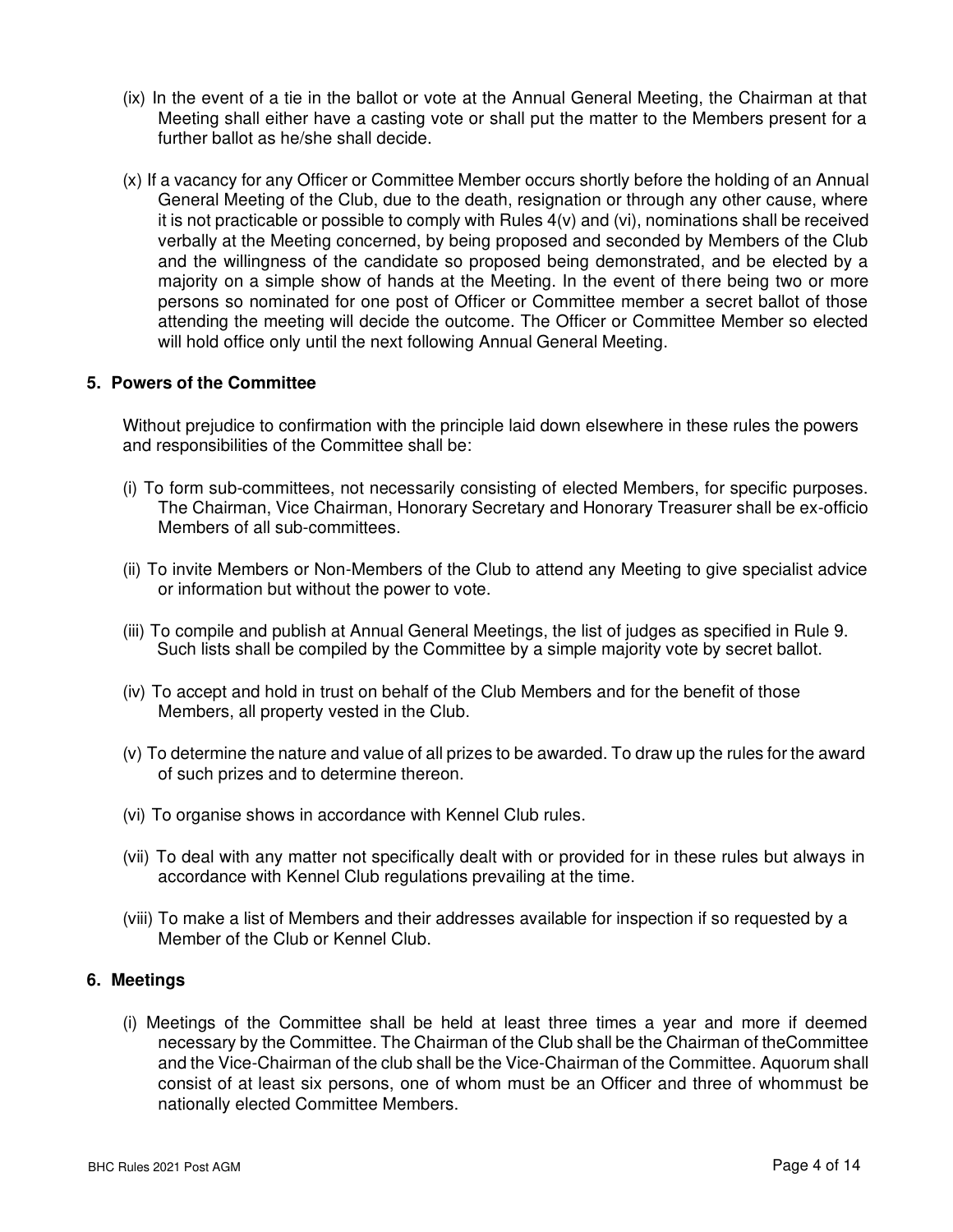(ix) In the event of a tie in the ballot or vote at the Annual General Meeting, the Chairman at that Meeting shall either have a casting vote or shall put the matter to the Members present for a further ballot as he/she shall decide.

(x) If a vacancy for any Officer or Committee Member occurs shortly before the holding of an Annual General Meeting of the Club, due to the death, resignation or through any other cause, where it is not practicable or possible to comply with Rules 4(v) and (vi), nominations shall be received verbally at the Meeting concerned, by being proposed and seconded by Members of the Club and the willingness of the candidate so proposed being demonstrated, and be elected by a majority on a simple show of hands at the Meeting. In the event of there being two or more persons so nominated for one post of Officer or Committee member a secret ballot of those attending the meeting will decide the outcome. The Officer or Committee Member so elected will hold office only until the next following Annual General Meeting.

## 5. Powers of the Committee

Without prejudice to confirmation with the principle laid down elsewhere in these rules the powers and responsibilities of the Committee shall be:

(i) To form sub-committees, not necessarily consisting of elected Members, for specific purposes. The Chairman, Vice Chairman, Honorary Secretary and Honorary Treasurer shall be ex-officio Members of all sub-committees.

(ii) To invite Members or Non-Members of the Club to attend any Meeting to give specialist advice or information but without the power to vote.

(iii) To compile and publish at Annual General Meetings, the list of judges as specified in Rule 9. Such lists shall be compiled by the Committee by a simple majority vote by secret ballot.

(iv) To accept and hold in trust on behalf of the Club Members and for the benefit of those Members, all property vested in the Club.

(v) To determine the nature and value of all prizes to be awarded. To draw up the rules for the award of such prizes and to determine thereon.

(vi) To organise shows in accordance with Kennel Club rules.

(vii) To deal with any matter not specifically dealt with or provided for in these rules but always in accordance with Kennel Club regulations prevailing at the time.

(viii) To make a list of Members and their addresses available for inspection if so requested by a Member of the Club or Kennel Club.

## 6. Meetings

(i) Meetings of the Committee shall be held at least three times a year and more if deemed necessary by the Committee. The Chairman of the Club shall be the Chairman of theCommittee and the Vice-Chairman of the club shall be the Vice-Chairman of the Committee. Aquorum shall consist of at least six persons, one of whom must be an Officer and three of whommust be nationally elected Committee Members.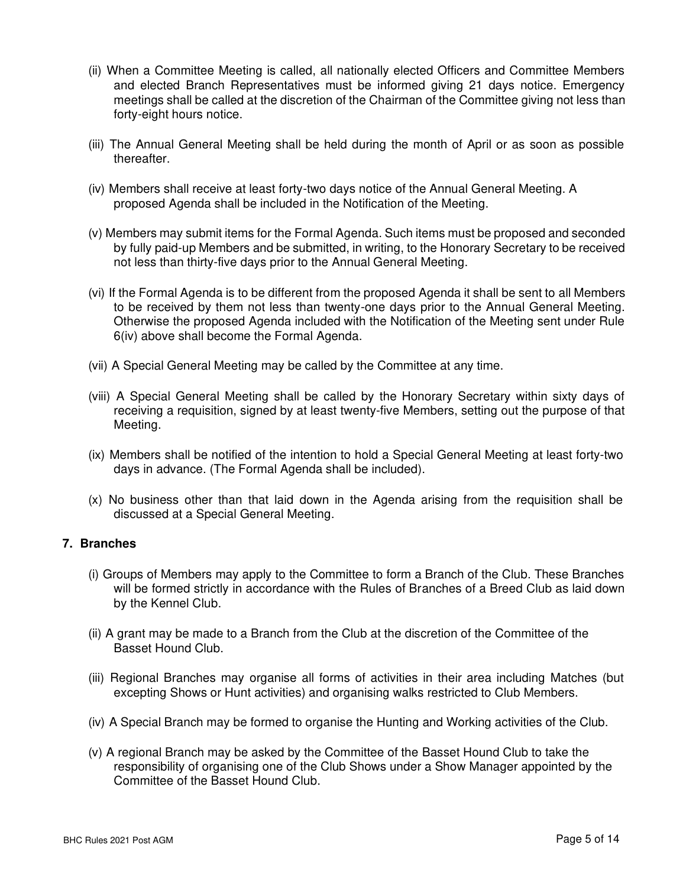(ii) When a Committee Meeting is called, all nationally elected Officers and Committee Members and elected Branch Representatives must be informed giving 21 days notice. Emergency meetings shall be called at the discretion of the Chairman of the Committee giving not less than forty-eight hours notice.

(iii) The Annual General Meeting shall be held during the month of April or as soon as possible thereafter.

(iv) Members shall receive at least forty-two days notice of the Annual General Meeting. A proposed Agenda shall be included in the Notification of the Meeting.

(v) Members may submit items for the Formal Agenda. Such items must be proposed and seconded by fully paid-up Members and be submitted, in writing, to the Honorary Secretary to be received not less than thirty-five days prior to the Annual General Meeting.

(vi) If the Formal Agenda is to be different from the proposed Agenda it shall be sent to all Members to be received by them not less than twenty-one days prior to the Annual General Meeting. Otherwise the proposed Agenda included with the Notification of the Meeting sent under Rule 6(iv) above shall become the Formal Agenda.

(vii) A Special General Meeting may be called by the Committee at any time.

(viii) A Special General Meeting shall be called by the Honorary Secretary within sixty days of receiving a requisition, signed by at least twenty-five Members, setting out the purpose of that Meeting.

(ix) Members shall be notified of the intention to hold a Special General Meeting at least forty-two days in advance. (The Formal Agenda shall be included).

(x) No business other than that laid down in the Agenda arising from the requisition shall be discussed at a Special General Meeting.

### 7. Branches

(i) Groups of Members may apply to the Committee to form a Branch of the Club. These Branches will be formed strictly in accordance with the Rules of Branches of a Breed Club as laid down by the Kennel Club.

(ii) A grant may be made to a Branch from the Club at the discretion of the Committee of the Basset Hound Club.

(iii) Regional Branches may organise all forms of activities in their area including Matches (but excepting Shows or Hunt activities) and organising walks restricted to Club Members.

(iv) A Special Branch may be formed to organise the Hunting and Working activities of the Club.

(v) A regional Branch may be asked by the Committee of the Basset Hound Club to take the responsibility of organising one of the Club Shows under a Show Manager appointed by the Committee of the Basset Hound Club.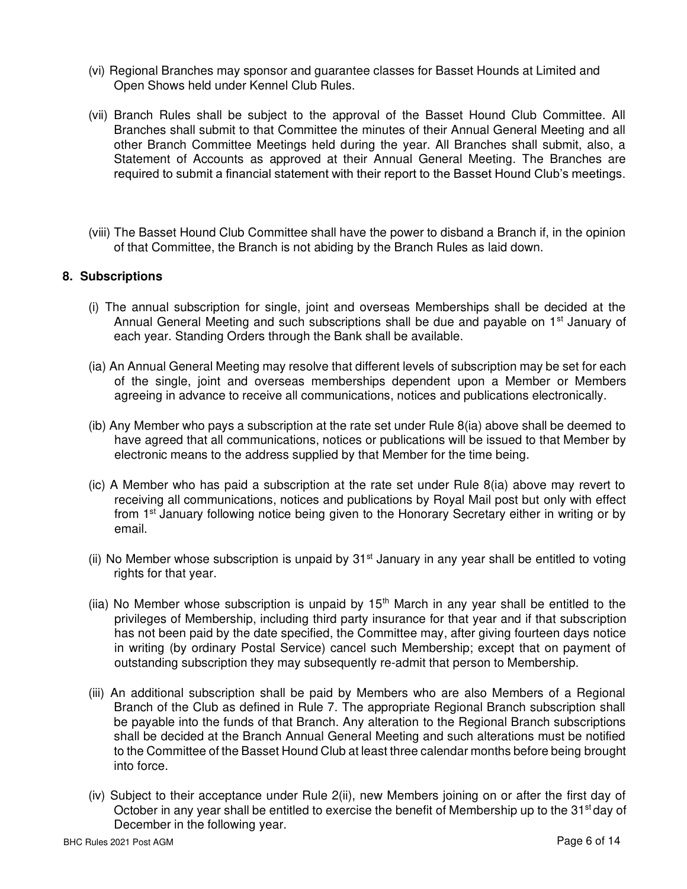(vi) Regional Branches may sponsor and guarantee classes for Basset Hounds at Limited and Open Shows held under Kennel Club Rules.

(vii) Branch Rules shall be subject to the approval of the Basset Hound Club Committee. All Branches shall submit to that Committee the minutes of their Annual General Meeting and all other Branch Committee Meetings held during the year. All Branches shall submit, also, a Statement of Accounts as approved at their Annual General Meeting. The Branches are required to submit a financial statement with their report to the Basset Hound Club's meetings.

(viii) The Basset Hound Club Committee shall have the power to disband a Branch if, in the opinion of that Committee, the Branch is not abiding by the Branch Rules as laid down.

## 8. Subscriptions

(i) The annual subscription for single, joint and overseas Memberships shall be decided at the Annual General Meeting and such subscriptions shall be due and payable on 1st January of each year. Standing Orders through the Bank shall be available.

(ia) An Annual General Meeting may resolve that different levels of subscription may be set for each of the single, joint and overseas memberships dependent upon a Member or Members agreeing in advance to receive all communications, notices and publications electronically.

(ib) Any Member who pays a subscription at the rate set under Rule 8(ia) above shall be deemed to have agreed that all communications, notices or publications will be issued to that Member by electronic means to the address supplied by that Member for the time being.

(ic) A Member who has paid a subscription at the rate set under Rule 8(ia) above may revert to receiving all communications, notices and publications by Royal Mail post but only with effect from 1st January following notice being given to the Honorary Secretary either in writing or by email.

(ii) No Member whose subscription is unpaid by 31st January in any year shall be entitled to voting rights for that year.

(iia) No Member whose subscription is unpaid by 15th March in any year shall be entitled to the privileges of Membership, including third party insurance for that year and if that subscription has not been paid by the date specified, the Committee may, after giving fourteen days notice in writing (by ordinary Postal Service) cancel such Membership; except that on payment of outstanding subscription they may subsequently re-admit that person to Membership.

(iii) An additional subscription shall be paid by Members who are also Members of a Regional Branch of the Club as defined in Rule 7. The appropriate Regional Branch subscription shall be payable into the funds of that Branch. Any alteration to the Regional Branch subscriptions shall be decided at the Branch Annual General Meeting and such alterations must be notified to the Committee of the Basset Hound Club at least three calendar months before being brought into force.

(iv) Subject to their acceptance under Rule 2(ii), new Members joining on or after the first day of October in any year shall be entitled to exercise the benefit of Membership up to the 31st day of December in the following year.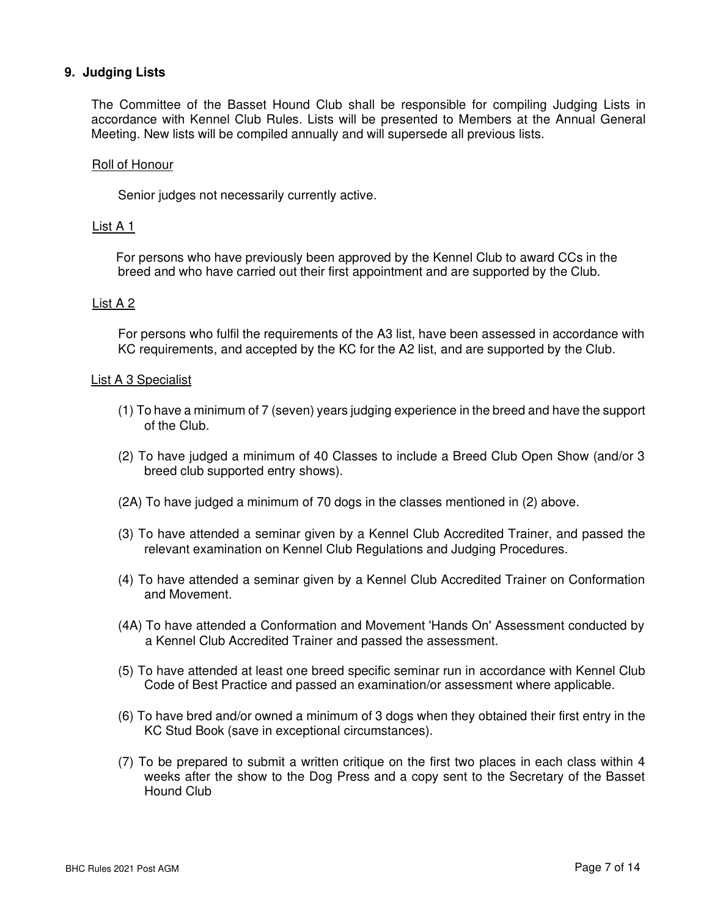## 9. Judging Lists

The Committee of the Basset Hound Club shall be responsible for compiling Judging Lists in accordance with Kennel Club Rules. Lists will be presented to Members at the Annual General Meeting. New lists will be compiled annually and will supersede all previous lists.

Roll of Honour

Senior judges not necessarily currently active.

List A 1

For persons who have previously been approved by the Kennel Club to award CCs in the breed and who have carried out their first appointment and are supported by the Club.

List A 2

For persons who fulfil the requirements of the A3 list, have been assessed in accordance with KC requirements, and accepted by the KC for the A2 list, and are supported by the Club.

List A 3 Specialist

(1) To have a minimum of 7 (seven) years judging experience in the breed and have the support of the Club.

(2) To have judged a minimum of 40 Classes to include a Breed Club Open Show (and/or 3 breed club supported entry shows).

(2A) To have judged a minimum of 70 dogs in the classes mentioned in (2) above.

(3) To have attended a seminar given by a Kennel Club Accredited Trainer, and passed the relevant examination on Kennel Club Regulations and Judging Procedures.

(4) To have attended a seminar given by a Kennel Club Accredited Trainer on Conformation and Movement.

(4A) To have attended a Conformation and Movement 'Hands On' Assessment conducted by a Kennel Club Accredited Trainer and passed the assessment.

(5) To have attended at least one breed specific seminar run in accordance with Kennel Club Code of Best Practice and passed an examination/or assessment where applicable.

(6) To have bred and/or owned a minimum of 3 dogs when they obtained their first entry in the KC Stud Book (save in exceptional circumstances).

(7) To be prepared to submit a written critique on the first two places in each class within 4 weeks after the show to the Dog Press and a copy sent to the Secretary of the Basset Hound Club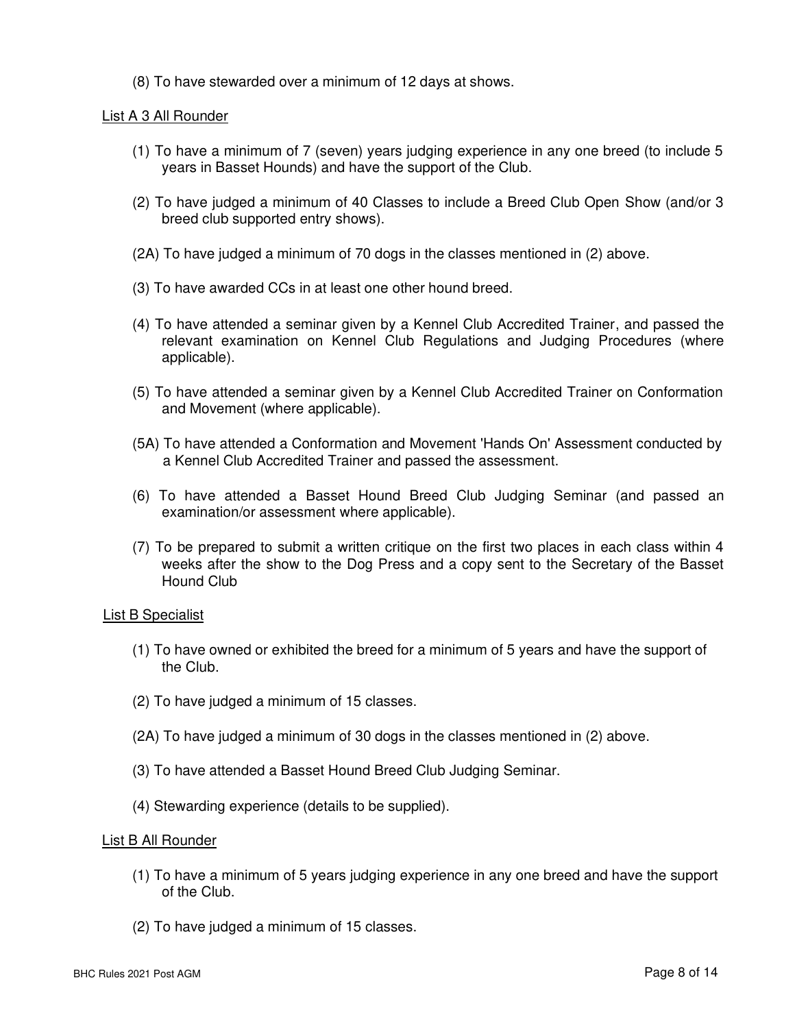(8) To have stewarded over a minimum of 12 days at shows.

<u>List A 3 All Rounder</u>

(1) To have a minimum of 7 (seven) years judging experience in any one breed (to include 5 years in Basset Hounds) and have the support of the Club.

(2) To have judged a minimum of 40 Classes to include a Breed Club Open Show (and/or 3 breed club supported entry shows).

(2A) To have judged a minimum of 70 dogs in the classes mentioned in (2) above.

(3) To have awarded CCs in at least one other hound breed.

(4) To have attended a seminar given by a Kennel Club Accredited Trainer, and passed the relevant examination on Kennel Club Regulations and Judging Procedures (where applicable).

(5) To have attended a seminar given by a Kennel Club Accredited Trainer on Conformation and Movement (where applicable).

(5A) To have attended a Conformation and Movement 'Hands On' Assessment conducted by a Kennel Club Accredited Trainer and passed the assessment.

(6) To have attended a Basset Hound Breed Club Judging Seminar (and passed an examination/or assessment where applicable).

(7) To be prepared to submit a written critique on the first two places in each class within 4 weeks after the show to the Dog Press and a copy sent to the Secretary of the Basset Hound Club

<u>List B Specialist</u>

(1) To have owned or exhibited the breed for a minimum of 5 years and have the support of the Club.

(2) To have judged a minimum of 15 classes.

(2A) To have judged a minimum of 30 dogs in the classes mentioned in (2) above.

(3) To have attended a Basset Hound Breed Club Judging Seminar.

(4) Stewarding experience (details to be supplied).

<u>List B All Rounder</u>

(1) To have a minimum of 5 years judging experience in any one breed and have the support of the Club.

(2) To have judged a minimum of 15 classes.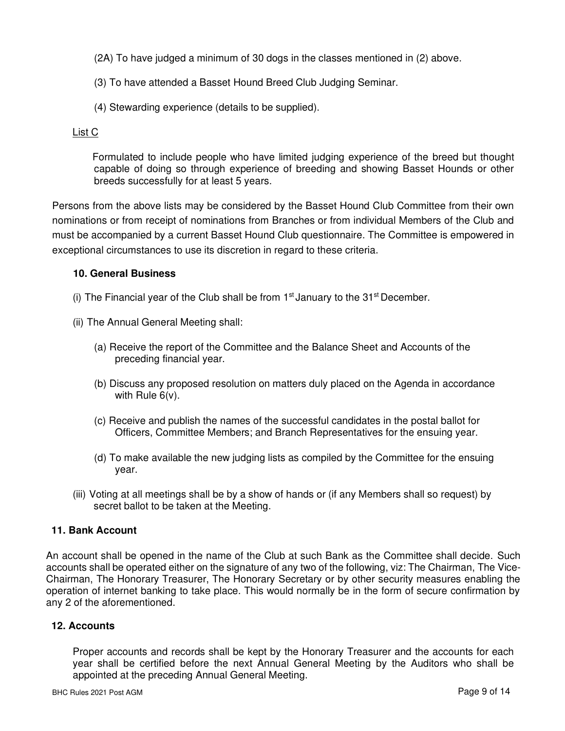(2A) To have judged a minimum of 30 dogs in the classes mentioned in (2) above.

(3) To have attended a Basset Hound Breed Club Judging Seminar.

(4) Stewarding experience (details to be supplied).

List C

Formulated to include people who have limited judging experience of the breed but thought capable of doing so through experience of breeding and showing Basset Hounds or other breeds successfully for at least 5 years.

Persons from the above lists may be considered by the Basset Hound Club Committee from their own nominations or from receipt of nominations from Branches or from individual Members of the Club and must be accompanied by a current Basset Hound Club questionnaire. The Committee is empowered in exceptional circumstances to use its discretion in regard to these criteria.

**10. General Business**

(i) The Financial year of the Club shall be from 1st January to the 31st December.

(ii) The Annual General Meeting shall:

(a) Receive the report of the Committee and the Balance Sheet and Accounts of the preceding financial year.

(b) Discuss any proposed resolution on matters duly placed on the Agenda in accordance with Rule 6(v).

(c) Receive and publish the names of the successful candidates in the postal ballot for Officers, Committee Members; and Branch Representatives for the ensuing year.

(d) To make available the new judging lists as compiled by the Committee for the ensuing year.

(iii) Voting at all meetings shall be by a show of hands or (if any Members shall so request) by secret ballot to be taken at the Meeting.

**11. Bank Account**

An account shall be opened in the name of the Club at such Bank as the Committee shall decide. Such accounts shall be operated either on the signature of any two of the following, viz: The Chairman, The Vice-Chairman, The Honorary Treasurer, The Honorary Secretary or by other security measures enabling the operation of internet banking to take place. This would normally be in the form of secure confirmation by any 2 of the aforementioned.

**12. Accounts**

Proper accounts and records shall be kept by the Honorary Treasurer and the accounts for each year shall be certified before the next Annual General Meeting by the Auditors who shall be appointed at the preceding Annual General Meeting.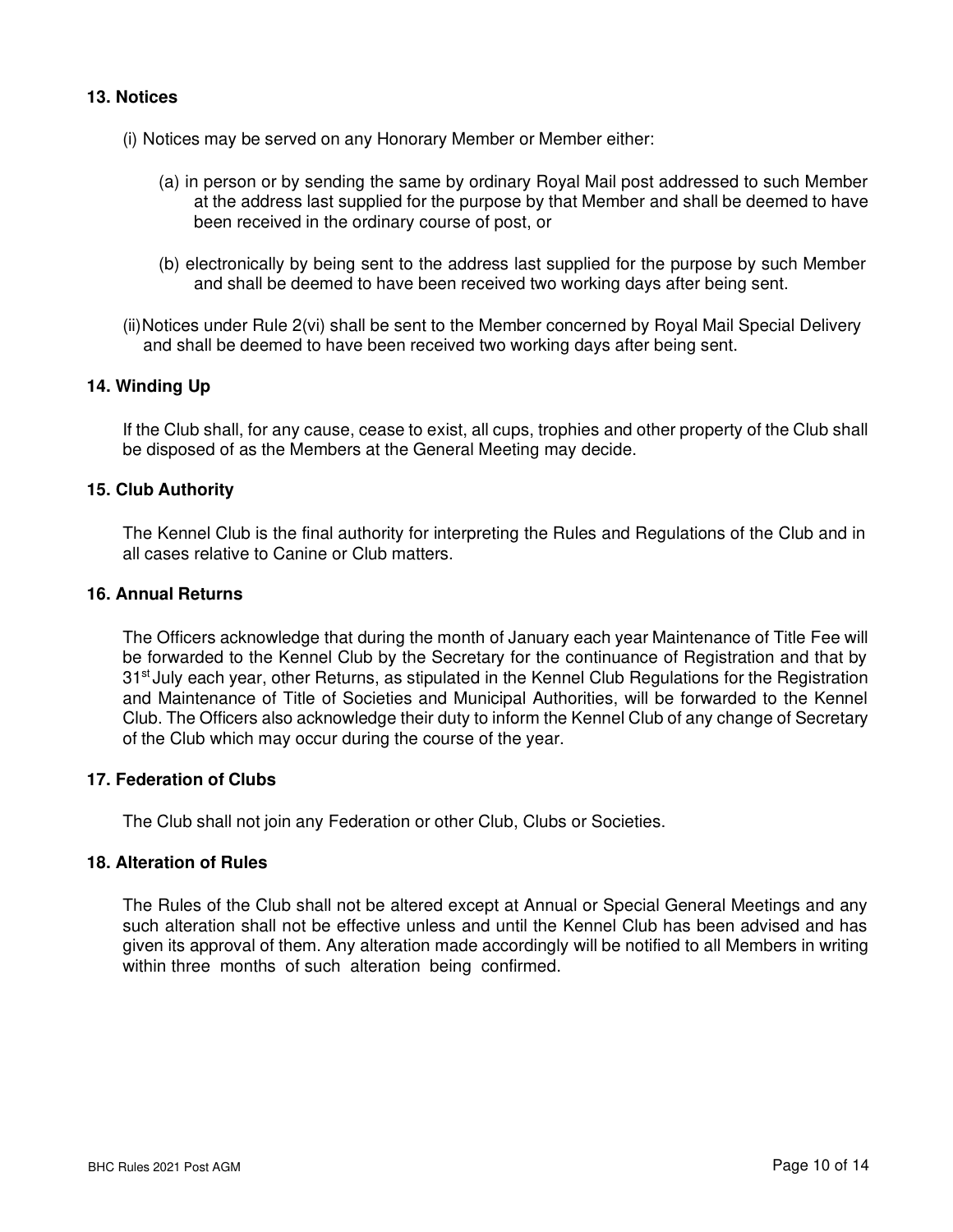## 13. Notices

(i) Notices may be served on any Honorary Member or Member either:

(a) in person or by sending the same by ordinary Royal Mail post addressed to such Member at the address last supplied for the purpose by that Member and shall be deemed to have been received in the ordinary course of post, or

(b) electronically by being sent to the address last supplied for the purpose by such Member and shall be deemed to have been received two working days after being sent.

(ii) Notices under Rule 2(vi) shall be sent to the Member concerned by Royal Mail Special Delivery and shall be deemed to have been received two working days after being sent.

## 14. Winding Up

If the Club shall, for any cause, cease to exist, all cups, trophies and other property of the Club shall be disposed of as the Members at the General Meeting may decide.

## 15. Club Authority

The Kennel Club is the final authority for interpreting the Rules and Regulations of the Club and in all cases relative to Canine or Club matters.

## 16. Annual Returns

The Officers acknowledge that during the month of January each year Maintenance of Title Fee will be forwarded to the Kennel Club by the Secretary for the continuance of Registration and that by 31st July each year, other Returns, as stipulated in the Kennel Club Regulations for the Registration and Maintenance of Title of Societies and Municipal Authorities, will be forwarded to the Kennel Club. The Officers also acknowledge their duty to inform the Kennel Club of any change of Secretary of the Club which may occur during the course of the year.

## 17. Federation of Clubs

The Club shall not join any Federation or other Club, Clubs or Societies.

## 18. Alteration of Rules

The Rules of the Club shall not be altered except at Annual or Special General Meetings and any such alteration shall not be effective unless and until the Kennel Club has been advised and has given its approval of them. Any alteration made accordingly will be notified to all Members in writing within three months of such alteration being confirmed.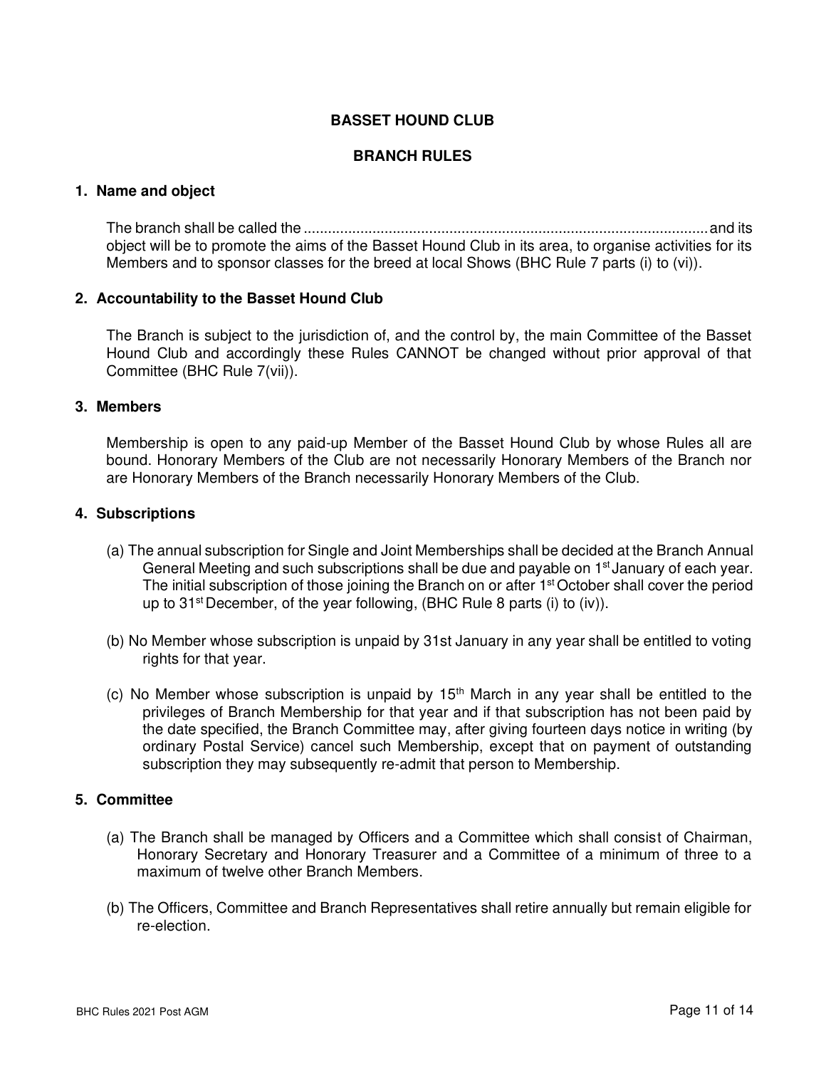# BASSET HOUND CLUB

## BRANCH RULES

### 1. Name and object

The branch shall be called the .................................................................................................. and its object will be to promote the aims of the Basset Hound Club in its area, to organise activities for its Members and to sponsor classes for the breed at local Shows (BHC Rule 7 parts (i) to (vi)).

### 2. Accountability to the Basset Hound Club

The Branch is subject to the jurisdiction of, and the control by, the main Committee of the Basset Hound Club and accordingly these Rules CANNOT be changed without prior approval of that Committee (BHC Rule 7(vii)).

### 3. Members

Membership is open to any paid-up Member of the Basset Hound Club by whose Rules all are bound. Honorary Members of the Club are not necessarily Honorary Members of the Branch nor are Honorary Members of the Branch necessarily Honorary Members of the Club.

### 4. Subscriptions

(a) The annual subscription for Single and Joint Memberships shall be decided at the Branch Annual General Meeting and such subscriptions shall be due and payable on 1st January of each year. The initial subscription of those joining the Branch on or after 1st October shall cover the period up to 31st December, of the year following, (BHC Rule 8 parts (i) to (iv)).

(b) No Member whose subscription is unpaid by 31st January in any year shall be entitled to voting rights for that year.

(c) No Member whose subscription is unpaid by 15th March in any year shall be entitled to the privileges of Branch Membership for that year and if that subscription has not been paid by the date specified, the Branch Committee may, after giving fourteen days notice in writing (by ordinary Postal Service) cancel such Membership, except that on payment of outstanding subscription they may subsequently re-admit that person to Membership.

### 5. Committee

(a) The Branch shall be managed by Officers and a Committee which shall consist of Chairman, Honorary Secretary and Honorary Treasurer and a Committee of a minimum of three to a maximum of twelve other Branch Members.

(b) The Officers, Committee and Branch Representatives shall retire annually but remain eligible for re-election.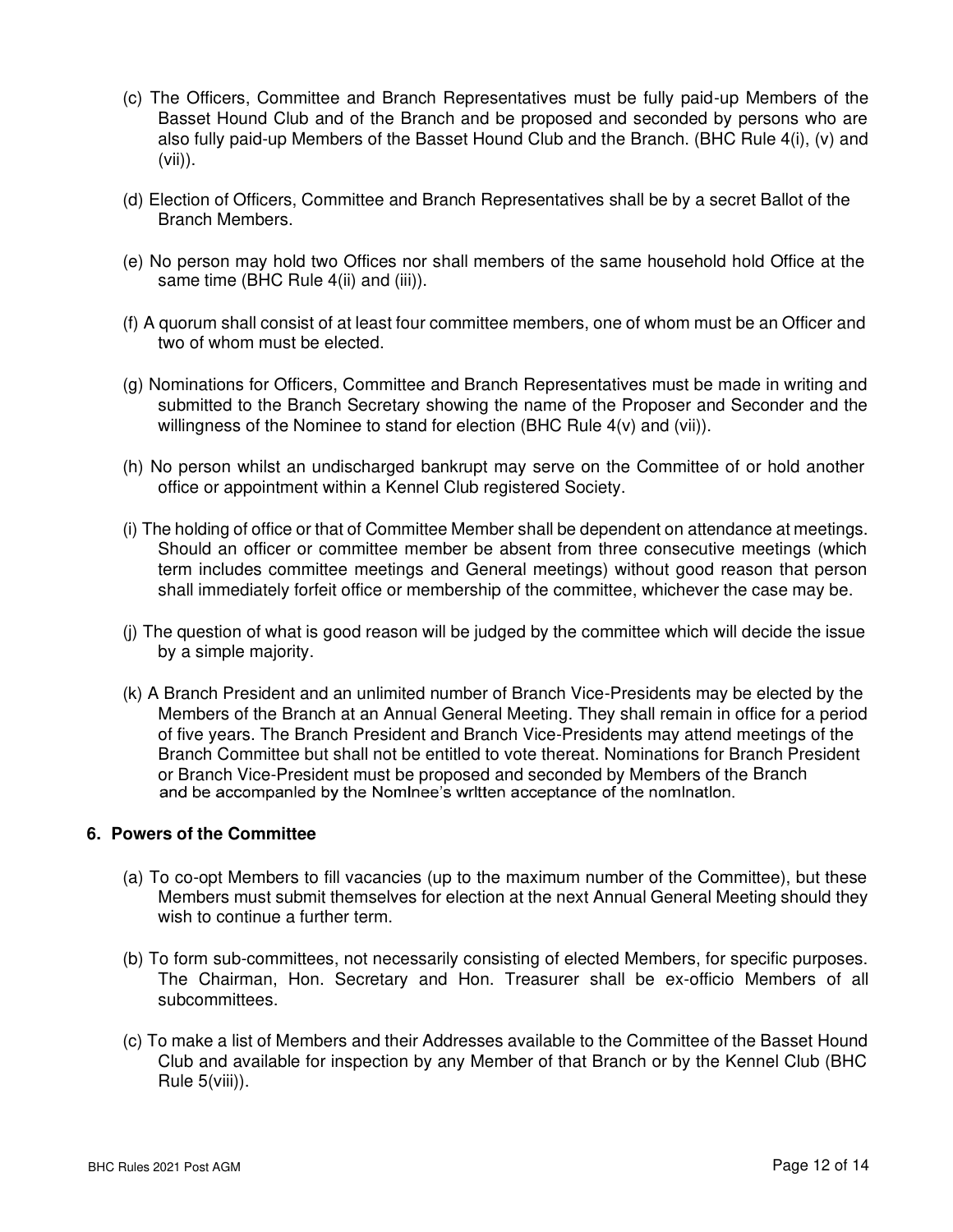(c) The Officers, Committee and Branch Representatives must be fully paid-up Members of the Basset Hound Club and of the Branch and be proposed and seconded by persons who are also fully paid-up Members of the Basset Hound Club and the Branch. (BHC Rule 4(i), (v) and (vii)).

(d) Election of Officers, Committee and Branch Representatives shall be by a secret Ballot of the Branch Members.

(e) No person may hold two Offices nor shall members of the same household hold Office at the same time (BHC Rule 4(ii) and (iii)).

(f) A quorum shall consist of at least four committee members, one of whom must be an Officer and two of whom must be elected.

(g) Nominations for Officers, Committee and Branch Representatives must be made in writing and submitted to the Branch Secretary showing the name of the Proposer and Seconder and the willingness of the Nominee to stand for election (BHC Rule 4(v) and (vii)).

(h) No person whilst an undischarged bankrupt may serve on the Committee of or hold another office or appointment within a Kennel Club registered Society.

(i) The holding of office or that of Committee Member shall be dependent on attendance at meetings. Should an officer or committee member be absent from three consecutive meetings (which term includes committee meetings and General meetings) without good reason that person shall immediately forfeit office or membership of the committee, whichever the case may be.

(j) The question of what is good reason will be judged by the committee which will decide the issue by a simple majority.

(k) A Branch President and an unlimited number of Branch Vice-Presidents may be elected by the Members of the Branch at an Annual General Meeting. They shall remain in office for a period of five years. The Branch President and Branch Vice-Presidents may attend meetings of the Branch Committee but shall not be entitled to vote thereat. Nominations for Branch President or Branch Vice-President must be proposed and seconded by Members of the Branch and be accompanied by the Nominee's written acceptance of the nomination.

## 6. Powers of the Committee

(a) To co-opt Members to fill vacancies (up to the maximum number of the Committee), but these Members must submit themselves for election at the next Annual General Meeting should they wish to continue a further term.

(b) To form sub-committees, not necessarily consisting of elected Members, for specific purposes. The Chairman, Hon. Secretary and Hon. Treasurer shall be ex-officio Members of all subcommittees.

(c) To make a list of Members and their Addresses available to the Committee of the Basset Hound Club and available for inspection by any Member of that Branch or by the Kennel Club (BHC Rule 5(viii)).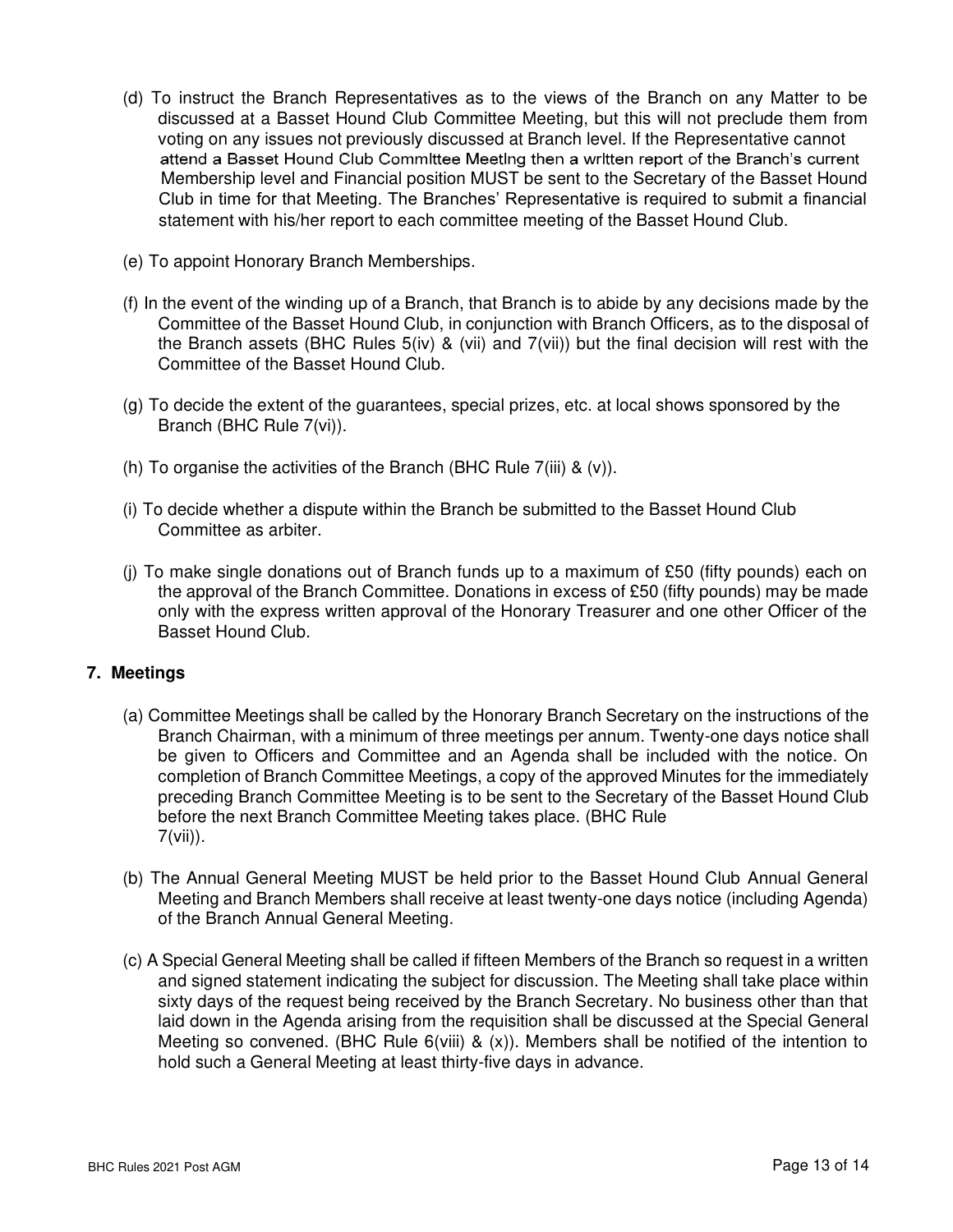(d) To instruct the Branch Representatives as to the views of the Branch on any Matter to be discussed at a Basset Hound Club Committee Meeting, but this will not preclude them from voting on any issues not previously discussed at Branch level. If the Representative cannot attend a Basset Hound Club Committee Meeting then a written report of the Branch's current Membership level and Financial position MUST be sent to the Secretary of the Basset Hound Club in time for that Meeting. The Branches' Representative is required to submit a financial statement with his/her report to each committee meeting of the Basset Hound Club.

(e) To appoint Honorary Branch Memberships.

(f) In the event of the winding up of a Branch, that Branch is to abide by any decisions made by the Committee of the Basset Hound Club, in conjunction with Branch Officers, as to the disposal of the Branch assets (BHC Rules 5(iv) & (vii) and 7(vii)) but the final decision will rest with the Committee of the Basset Hound Club.

(g) To decide the extent of the guarantees, special prizes, etc. at local shows sponsored by the Branch (BHC Rule 7(vi)).

(h) To organise the activities of the Branch (BHC Rule 7(iii) & (v)).

(i) To decide whether a dispute within the Branch be submitted to the Basset Hound Club Committee as arbiter.

(j) To make single donations out of Branch funds up to a maximum of £50 (fifty pounds) each on the approval of the Branch Committee. Donations in excess of £50 (fifty pounds) may be made only with the express written approval of the Honorary Treasurer and one other Officer of the Basset Hound Club.

## 7. Meetings

(a) Committee Meetings shall be called by the Honorary Branch Secretary on the instructions of the Branch Chairman, with a minimum of three meetings per annum. Twenty-one days notice shall be given to Officers and Committee and an Agenda shall be included with the notice. On completion of Branch Committee Meetings, a copy of the approved Minutes for the immediately preceding Branch Committee Meeting is to be sent to the Secretary of the Basset Hound Club before the next Branch Committee Meeting takes place. (BHC Rule 7(vii)).

(b) The Annual General Meeting MUST be held prior to the Basset Hound Club Annual General Meeting and Branch Members shall receive at least twenty-one days notice (including Agenda) of the Branch Annual General Meeting.

(c) A Special General Meeting shall be called if fifteen Members of the Branch so request in a written and signed statement indicating the subject for discussion. The Meeting shall take place within sixty days of the request being received by the Branch Secretary. No business other than that laid down in the Agenda arising from the requisition shall be discussed at the Special General Meeting so convened. (BHC Rule 6(viii) & (x)). Members shall be notified of the intention to hold such a General Meeting at least thirty-five days in advance.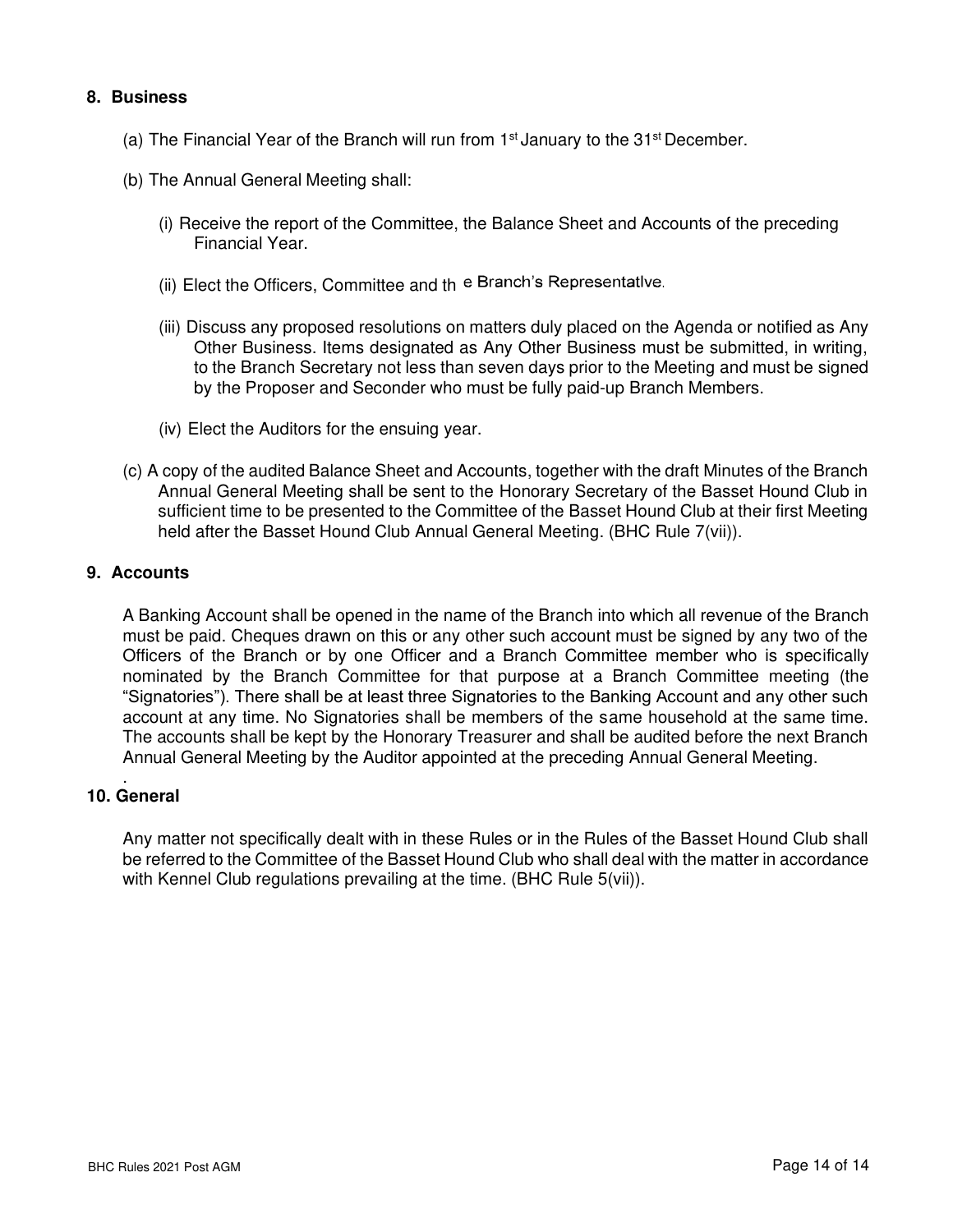## 8. Business

(a) The Financial Year of the Branch will run from 1st January to the 31st December.

(b) The Annual General Meeting shall:

(i) Receive the report of the Committee, the Balance Sheet and Accounts of the preceding Financial Year.

(ii) Elect the Officers, Committee and the Branch's Representative.

(iii) Discuss any proposed resolutions on matters duly placed on the Agenda or notified as Any Other Business. Items designated as Any Other Business must be submitted, in writing, to the Branch Secretary not less than seven days prior to the Meeting and must be signed by the Proposer and Seconder who must be fully paid-up Branch Members.

(iv) Elect the Auditors for the ensuing year.

(c) A copy of the audited Balance Sheet and Accounts, together with the draft Minutes of the Branch Annual General Meeting shall be sent to the Honorary Secretary of the Basset Hound Club in sufficient time to be presented to the Committee of the Basset Hound Club at their first Meeting held after the Basset Hound Club Annual General Meeting. (BHC Rule 7(vii)).

## 9. Accounts

A Banking Account shall be opened in the name of the Branch into which all revenue of the Branch must be paid. Cheques drawn on this or any other such account must be signed by any two of the Officers of the Branch or by one Officer and a Branch Committee member who is specifically nominated by the Branch Committee for that purpose at a Branch Committee meeting (the "Signatories"). There shall be at least three Signatories to the Banking Account and any other such account at any time. No Signatories shall be members of the same household at the same time. The accounts shall be kept by the Honorary Treasurer and shall be audited before the next Branch Annual General Meeting by the Auditor appointed at the preceding Annual General Meeting.

## 10. General

Any matter not specifically dealt with in these Rules or in the Rules of the Basset Hound Club shall be referred to the Committee of the Basset Hound Club who shall deal with the matter in accordance with Kennel Club regulations prevailing at the time. (BHC Rule 5(vii)).